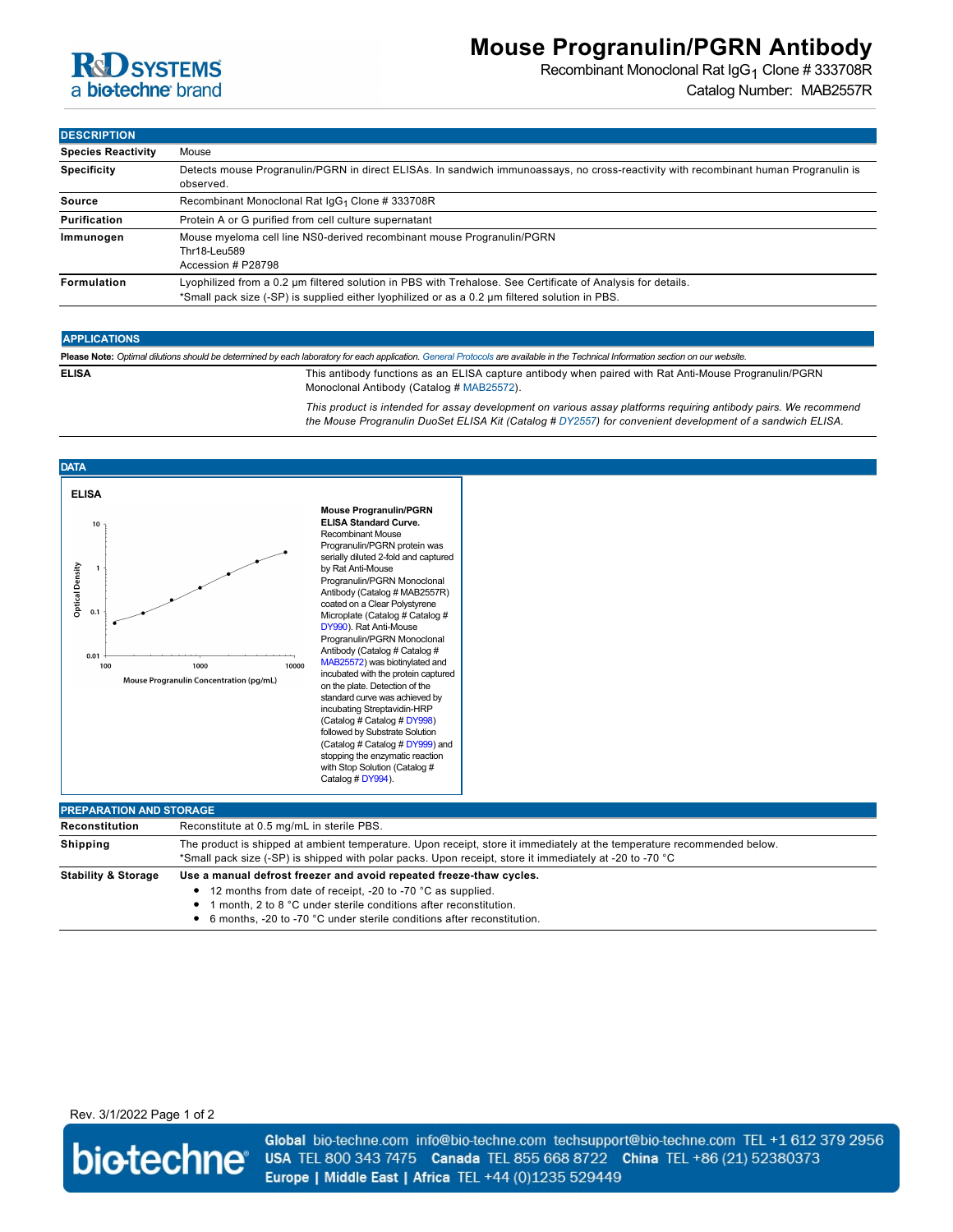# Mouse Progranulin/PGRN Antibody

Recombinant Monoclonal Rat $IgG_1$ Clone # 333708R

Catalog Number: MAB2557R

## DESCRIPTION

| | |
|---|---|
| **Species Reactivity** | Mouse |
| **Specificity** | Detects mouse Progranulin/PGRN in direct ELISAs. In sandwich immunoassays, no cross-reactivity with recombinant human Progranulin is observed. |
| **Source** | Recombinant Monoclonal Rat $IgG_1$ Clone # 333708R |
| **Purification** | Protein A or G purified from cell culture supernatant |
| **Immunogen** | Mouse myeloma cell line NS0-derived recombinant mouse Progranulin/PGRN<br>Thr18-Leu589<br>Accession # P28798 |
| **Formulation** | Lyophilized from a 0.2 μm filtered solution in PBS with Trehalose. See Certificate of Analysis for details.<br>*Small pack size (-SP) is supplied either lyophilized or as a 0.2 μm filtered solution in PBS. |

## APPLICATIONS

**Please Note:** *Optimal dilutions should be determined by each laboratory for each application. General Protocols are available in the Technical Information section on our website.*

| | |
|---|---|
| **ELISA** | This antibody functions as an ELISA capture antibody when paired with Rat Anti-Mouse Progranulin/PGRN Monoclonal Antibody (Catalog # MAB25572).<br><br>*This product is intended for assay development on various assay platforms requiring antibody pairs. We recommend the Mouse Progranulin DuoSet ELISA Kit (Catalog # DY2557) for convenient development of a sandwich ELISA.* |

## DATA

**ELISA**

Optical Density
10
1
0.1
0.01
100
1000
10000
Mouse Progranulin Concentration (pg/mL)

**Mouse Progranulin/PGRN ELISA Standard Curve.** Recombinant Mouse Progranulin/PGRN protein was serially diluted 2-fold and captured by Rat Anti-Mouse Progranulin/PGRN Monoclonal Antibody (Catalog # MAB2557R) coated on a Clear Polystyrene Microplate (Catalog # Catalog # DY990). Rat Anti-Mouse Progranulin/PGRN Monoclonal Antibody (Catalog # Catalog # MAB25572) was biotinylated and incubated with the protein captured on the plate. Detection of the standard curve was achieved by incubating Streptavidin-HRP (Catalog # Catalog # DY998) followed by Substrate Solution (Catalog # Catalog # DY999) and stopping the enzymatic reaction with Stop Solution (Catalog # Catalog # DY994).

## PREPARATION AND STORAGE

| | |
|---|---|
| **Reconstitution** | Reconstitute at 0.5 mg/mL in sterile PBS. |
| **Shipping** | The product is shipped at ambient temperature. Upon receipt, store it immediately at the temperature recommended below.<br>*Small pack size (-SP) is shipped with polar packs. Upon receipt, store it immediately at -20 to -70 °C |
| **Stability & Storage** | **Use a manual defrost freezer and avoid repeated freeze-thaw cycles.**<br>• 12 months from date of receipt, -20 to -70 °C as supplied.<br>• 1 month, 2 to 8 °C under sterile conditions after reconstitution.<br>• 6 months, -20 to -70 °C under sterile conditions after reconstitution. |

Rev. 3/1/2022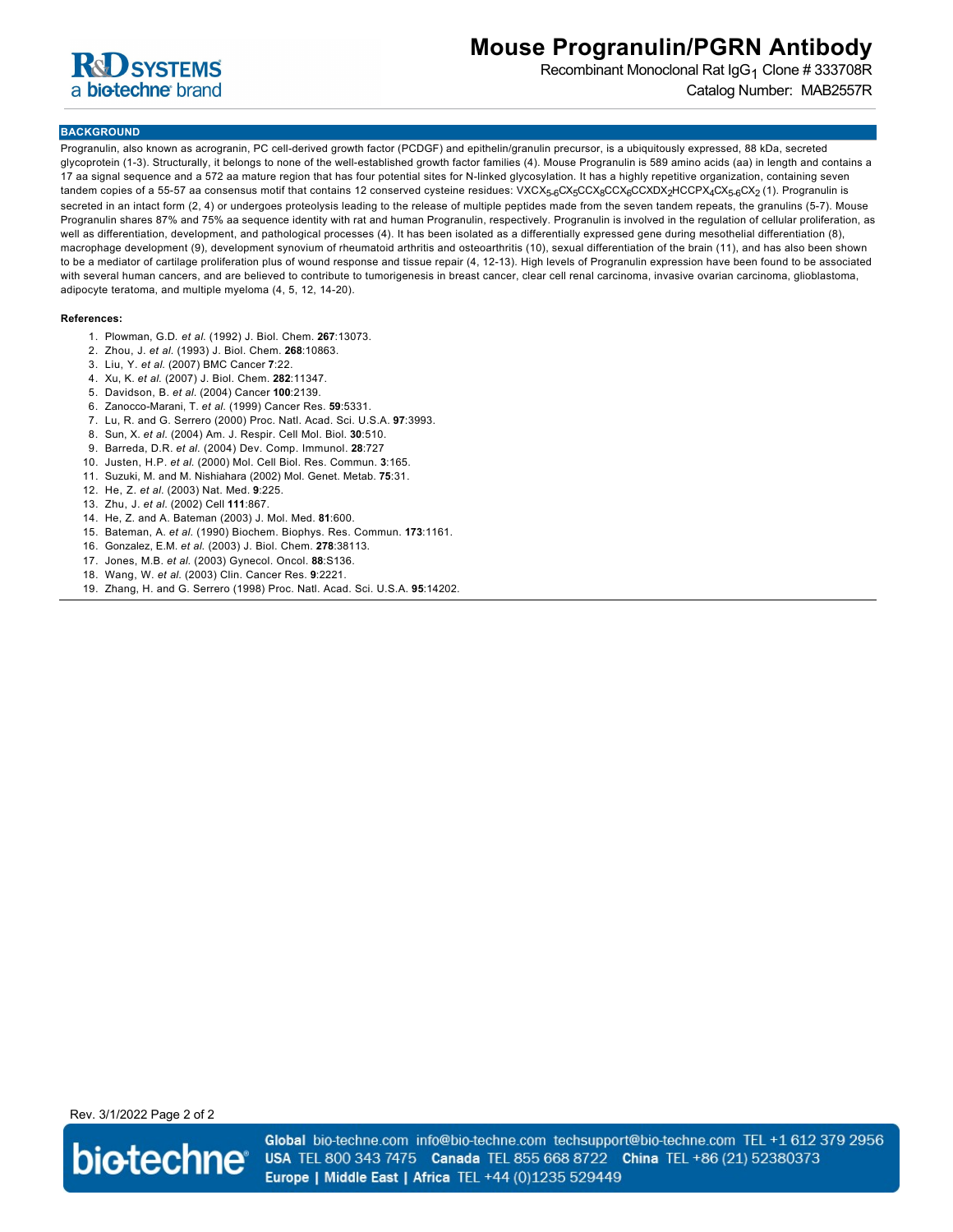# Mouse Progranulin/PGRN Antibody

Recombinant Monoclonal Rat $IgG_1$ Clone # 333708R

Catalog Number: MAB2557R

## BACKGROUND

Progranulin, also known as acrogranin, PC cell-derived growth factor (PCDGF) and epithelin/granulin precursor, is a ubiquitously expressed, 88 kDa, secreted glycoprotein (1-3). Structurally, it belongs to none of the well-established growth factor families (4). Mouse Progranulin is 589 amino acids (aa) in length and contains a 17 aa signal sequence and a 572 aa mature region that has four potential sites for N-linked glycosylation. It has a highly repetitive organization, containing seven tandem copies of a 55-57 aa consensus motif that contains 12 conserved cysteine residues: $VXCX_{5\text{-}6}CX_5CCX_8CCX_6CCXDX_2HCCPX_4CX_{5\text{-}6}CX_2$ (1). Progranulin is secreted in an intact form (2, 4) or undergoes proteolysis leading to the release of multiple peptides made from the seven tandem repeats, the granulins (5-7). Mouse Progranulin shares 87% and 75% aa sequence identity with rat and human Progranulin, respectively. Progranulin is involved in the regulation of cellular proliferation, as well as differentiation, development, and pathological processes (4). It has been isolated as a differentially expressed gene during mesothelial differentiation (8), macrophage development (9), development synovium of rheumatoid arthritis and osteoarthritis (10), sexual differentiation of the brain (11), and has also been shown to be a mediator of cartilage proliferation plus of wound response and tissue repair (4, 12-13). High levels of Progranulin expression have been found to be associated with several human cancers, and are believed to contribute to tumorigenesis in breast cancer, clear cell renal carcinoma, invasive ovarian carcinoma, glioblastoma, adipocyte teratoma, and multiple myeloma (4, 5, 12, 14-20).

**References:**

1. Plowman, G.D. *et al.* (1992) J. Biol. Chem. **267**:13073.
2. Zhou, J. *et al.* (1993) J. Biol. Chem. **268**:10863.
3. Liu, Y. *et al.* (2007) BMC Cancer **7**:22.
4. Xu, K. *et al.* (2007) J. Biol. Chem. **282**:11347.
5. Davidson, B. *et al.* (2004) Cancer **100**:2139.
6. Zanocco-Marani, T. *et al.* (1999) Cancer Res. **59**:5331.
7. Lu, R. and G. Serrero (2000) Proc. Natl. Acad. Sci. U.S.A. **97**:3993.
8. Sun, X. *et al.* (2004) Am. J. Respir. Cell Mol. Biol. **30**:510.
9. Barreda, D.R. *et al.* (2004) Dev. Comp. Immunol. **28**:727
10. Justen, H.P. *et al.* (2000) Mol. Cell Biol. Res. Commun. **3**:165.
11. Suzuki, M. and M. Nishiahara (2002) Mol. Genet. Metab. **75**:31.
12. He, Z. *et al.* (2003) Nat. Med. **9**:225.
13. Zhu, J. *et al.* (2002) Cell **111**:867.
14. He, Z. and A. Bateman (2003) J. Mol. Med. **81**:600.
15. Bateman, A. *et al.* (1990) Biochem. Biophys. Res. Commun. **173**:1161.
16. Gonzalez, E.M. *et al.* (2003) J. Biol. Chem. **278**:38113.
17. Jones, M.B. *et al.* (2003) Gynecol. Oncol. **88**:S136.
18. Wang, W. *et al.* (2003) Clin. Cancer Res. **9**:2221.
19. Zhang, H. and G. Serrero (1998) Proc. Natl. Acad. Sci. U.S.A. **95**:14202.

Rev. 3/1/2022

**Global** bio-techne.com info@bio-techne.com techsupport@bio-techne.com TEL +1 612 379 2956 **USA** TEL 800 343 7475 **Canada** TEL 855 668 8722 **China** TEL +86 (21) 52380373 **Europe | Middle East | Africa** TEL +44 (0)1235 529449